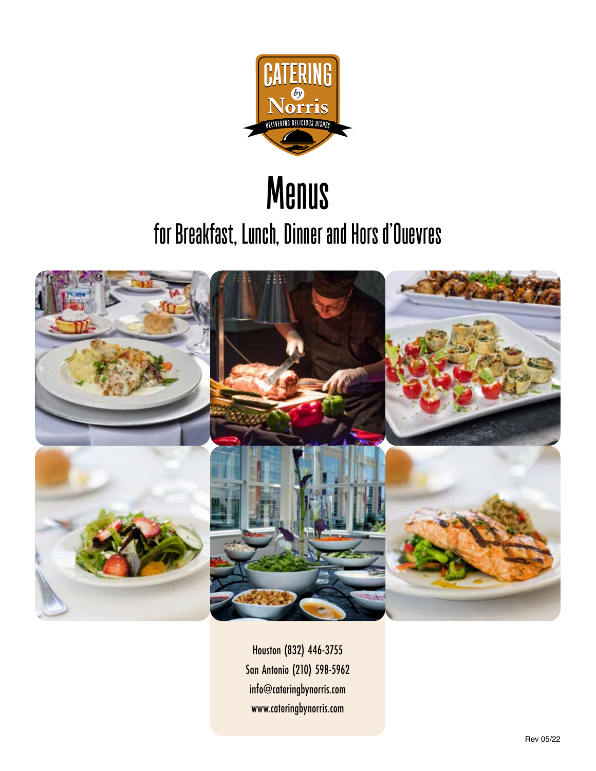# Menus

## for Breakfast, Lunch, Dinner and Hors d'Ouevres

Houston (832) 446-3755

San Antonio (210) 598-5962

info@cateringbynorris.com

www.cateringbynorris.com

Rev 05/22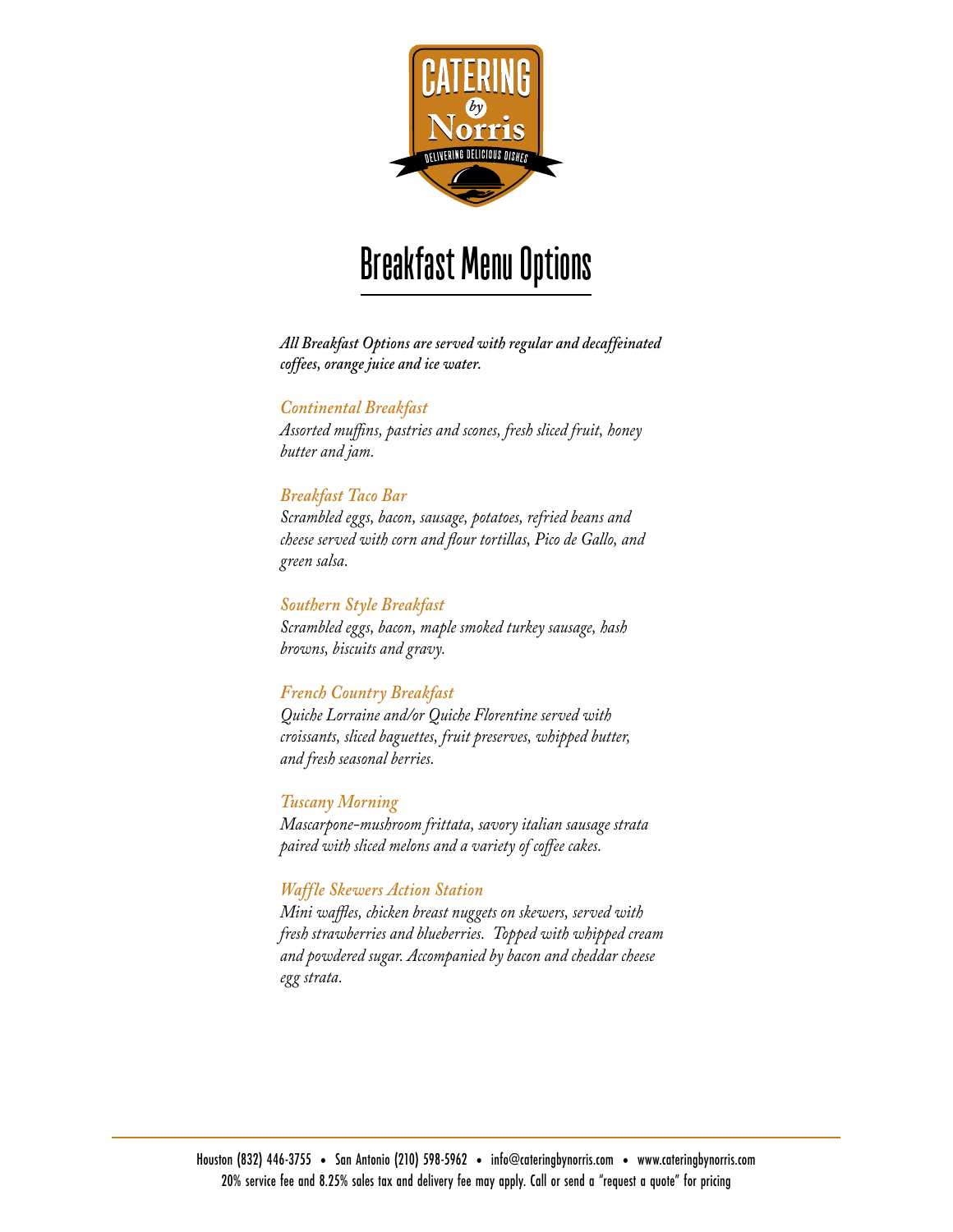# Breakfast Menu Options

***All Breakfast Options are served with regular and decaffeinated coffees, orange juice and ice water.***

### *Continental Breakfast*

*Assorted muffins, pastries and scones, fresh sliced fruit, honey butter and jam.*

### *Breakfast Taco Bar*

*Scrambled eggs, bacon, sausage, potatoes, refried beans and cheese served with corn and flour tortillas, Pico de Gallo, and green salsa.*

### *Southern Style Breakfast*

*Scrambled eggs, bacon, maple smoked turkey sausage, hash browns, biscuits and gravy.*

### *French Country Breakfast*

*Quiche Lorraine and/or Quiche Florentine served with croissants, sliced baguettes, fruit preserves, whipped butter, and fresh seasonal berries.*

### *Tuscany Morning*

*Mascarpone-mushroom frittata, savory italian sausage strata paired with sliced melons and a variety of coffee cakes.*

### *Waffle Skewers Action Station*

*Mini waffles, chicken breast nuggets on skewers, served with fresh strawberries and blueberries. Topped with whipped cream and powdered sugar. Accompanied by bacon and cheddar cheese egg strata.*

---

Houston (832) 446-3755 • San Antonio (210) 598-5962 • info@cateringbynorris.com • www.cateringbynorris.com

20% service fee and 8.25% sales tax and delivery fee may apply. Call or send a "request a quote" for pricing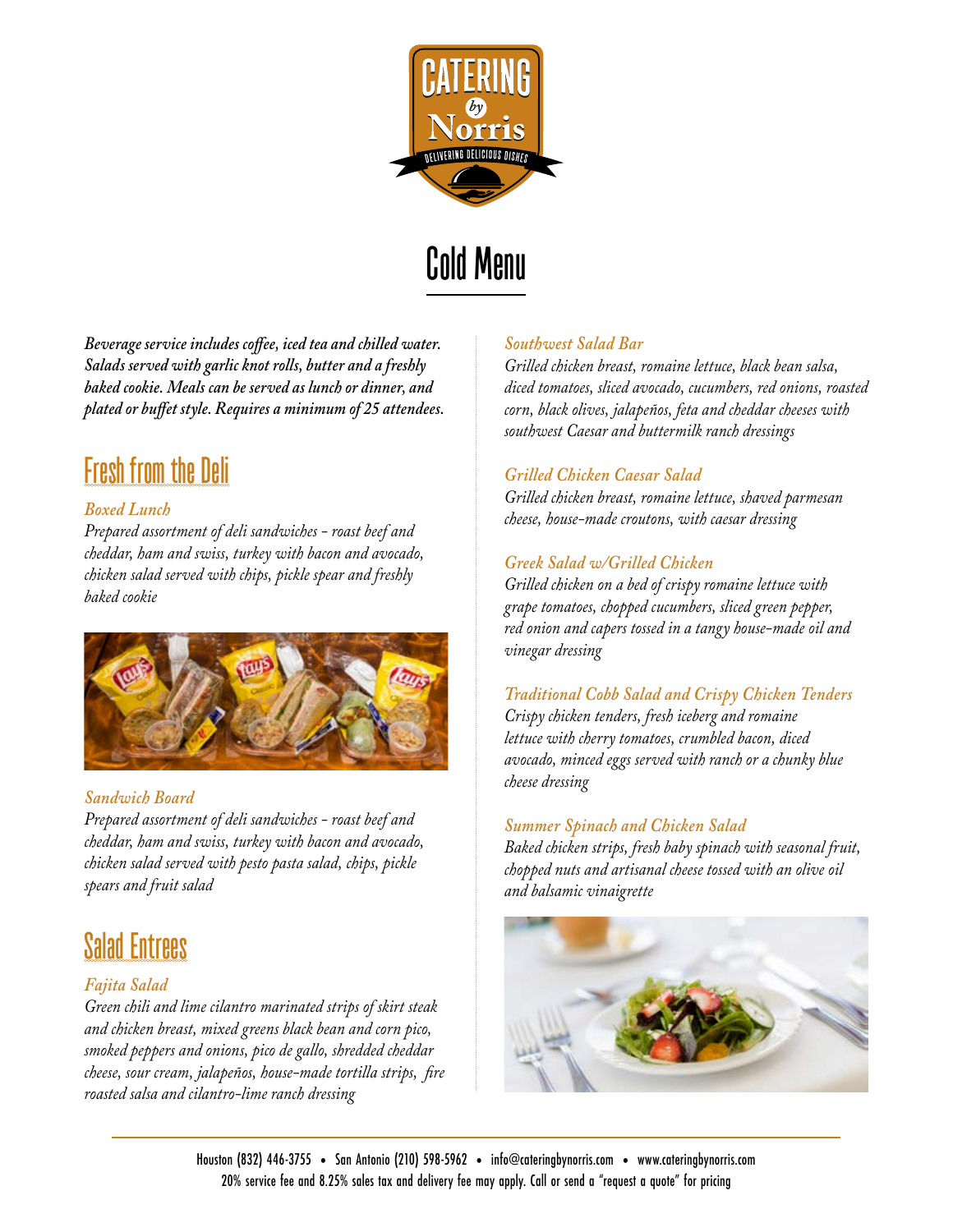# Cold Menu

***Beverage service includes coffee, iced tea and chilled water. Salads served with garlic knot rolls, butter and a freshly baked cookie. Meals can be served as lunch or dinner, and plated or buffet style. Requires a minimum of 25 attendees.***

## Fresh from the Deli

### *Boxed Lunch*

*Prepared assortment of deli sandwiches - roast beef and cheddar, ham and swiss, turkey with bacon and avocado, chicken salad served with chips, pickle spear and freshly baked cookie*

### *Sandwich Board*

*Prepared assortment of deli sandwiches - roast beef and cheddar, ham and swiss, turkey with bacon and avocado, chicken salad served with pesto pasta salad, chips, pickle spears and fruit salad*

## Salad Entrees

### *Fajita Salad*

*Green chili and lime cilantro marinated strips of skirt steak and chicken breast, mixed greens black bean and corn pico, smoked peppers and onions, pico de gallo, shredded cheddar cheese, sour cream, jalapeños, house-made tortilla strips, fire roasted salsa and cilantro-lime ranch dressing*

### *Southwest Salad Bar*

*Grilled chicken breast, romaine lettuce, black bean salsa, diced tomatoes, sliced avocado, cucumbers, red onions, roasted corn, black olives, jalapeños, feta and cheddar cheeses with southwest Caesar and buttermilk ranch dressings*

### *Grilled Chicken Caesar Salad*

*Grilled chicken breast, romaine lettuce, shaved parmesan cheese, house-made croutons, with caesar dressing*

### *Greek Salad w/Grilled Chicken*

*Grilled chicken on a bed of crispy romaine lettuce with grape tomatoes, chopped cucumbers, sliced green pepper, red onion and capers tossed in a tangy house-made oil and vinegar dressing*

### *Traditional Cobb Salad and Crispy Chicken Tenders*

*Crispy chicken tenders, fresh iceberg and romaine lettuce with cherry tomatoes, crumbled bacon, diced avocado, minced eggs served with ranch or a chunky blue cheese dressing*

### *Summer Spinach and Chicken Salad*

*Baked chicken strips, fresh baby spinach with seasonal fruit, chopped nuts and artisanal cheese tossed with an olive oil and balsamic vinaigrette*

---

Houston (832) 446-3755 • San Antonio (210) 598-5962 • info@cateringbynorris.com • www.cateringbynorris.com

20% service fee and 8.25% sales tax and delivery fee may apply. Call or send a "request a quote" for pricing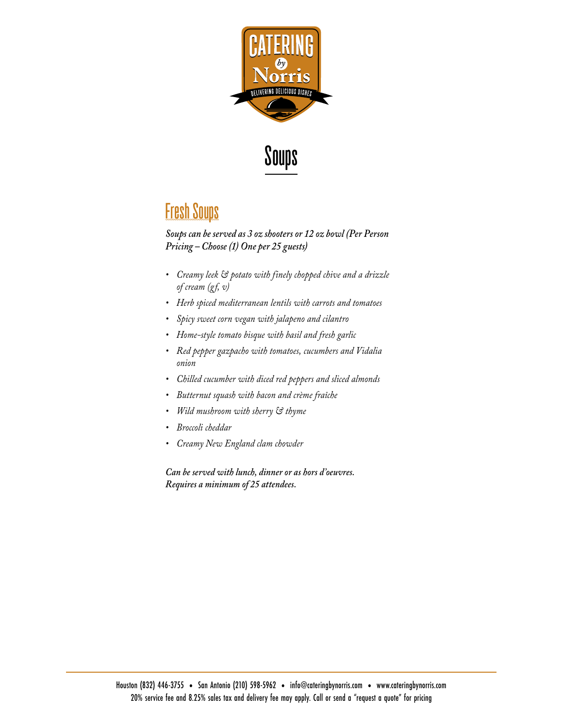# Soups

## Fresh Soups

***Soups can be served as 3 oz shooters or 12 oz bowl (Per Person Pricing – Choose (1) One per 25 guests)***

- *Creamy leek & potato with finely chopped chive and a drizzle of cream (gf, v)*
- *Herb spiced mediterranean lentils with carrots and tomatoes*
- *Spicy sweet corn vegan with jalapeno and cilantro*
- *Home-style tomato bisque with basil and fresh garlic*
- *Red pepper gazpacho with tomatoes, cucumbers and Vidalia onion*
- *Chilled cucumber with diced red peppers and sliced almonds*
- *Butternut squash with bacon and crème fraîche*
- *Wild mushroom with sherry & thyme*
- *Broccoli cheddar*
- *Creamy New England clam chowder*

***Can be served with lunch, dinner or as hors d'oeuvres. Requires a minimum of 25 attendees.***

Houston (832) 446-3755 • San Antonio (210) 598-5962 • info@cateringbynorris.com • www.cateringbynorris.com
20% service fee and 8.25% sales tax and delivery fee may apply. Call or send a "request a quote" for pricing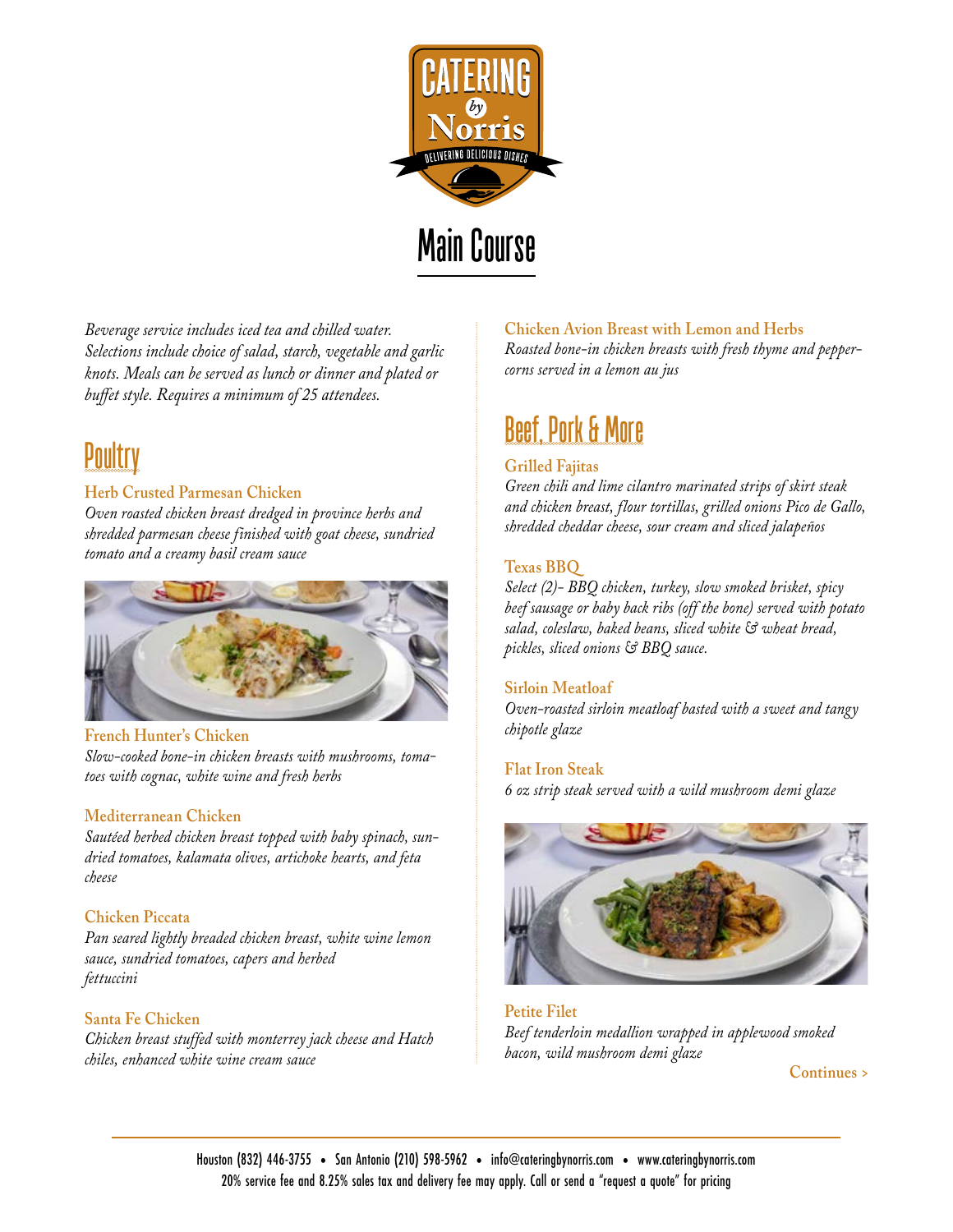# Main Course

*Beverage service includes iced tea and chilled water. Selections include choice of salad, starch, vegetable and garlic knots. Meals can be served as lunch or dinner and plated or buffet style. Requires a minimum of 25 attendees.*

## Poultry

**Herb Crusted Parmesan Chicken**
*Oven roasted chicken breast dredged in province herbs and shredded parmesan cheese finished with goat cheese, sundried tomato and a creamy basil cream sauce*

**French Hunter's Chicken**
*Slow-cooked bone-in chicken breasts with mushrooms, tomatoes with cognac, white wine and fresh herbs*

**Mediterranean Chicken**
*Sautéed herbed chicken breast topped with baby spinach, sun-dried tomatoes, kalamata olives, artichoke hearts, and feta cheese*

**Chicken Piccata**
*Pan seared lightly breaded chicken breast, white wine lemon sauce, sundried tomatoes, capers and herbed fettuccini*

**Santa Fe Chicken**
*Chicken breast stuffed with monterrey jack cheese and Hatch chiles, enhanced white wine cream sauce*

**Chicken Avion Breast with Lemon and Herbs**
*Roasted bone-in chicken breasts with fresh thyme and peppercorns served in a lemon au jus*

## Beef, Pork & More

**Grilled Fajitas**
*Green chili and lime cilantro marinated strips of skirt steak and chicken breast, flour tortillas, grilled onions Pico de Gallo, shredded cheddar cheese, sour cream and sliced jalapeños*

**Texas BBQ**
*Select (2)- BBQ chicken, turkey, slow smoked brisket, spicy beef sausage or baby back ribs (off the bone) served with potato salad, coleslaw, baked beans, sliced white & wheat bread, pickles, sliced onions & BBQ sauce.*

**Sirloin Meatloaf**
*Oven-roasted sirloin meatloaf basted with a sweet and tangy chipotle glaze*

**Flat Iron Steak**
*6 oz strip steak served with a wild mushroom demi glaze*

**Petite Filet**
*Beef tenderloin medallion wrapped in applewood smoked bacon, wild mushroom demi glaze*

Continues >

Houston (832) 446-3755 • San Antonio (210) 598-5962 • info@cateringbynorris.com • www.cateringbynorris.com
20% service fee and 8.25% sales tax and delivery fee may apply. Call or send a "request a quote" for pricing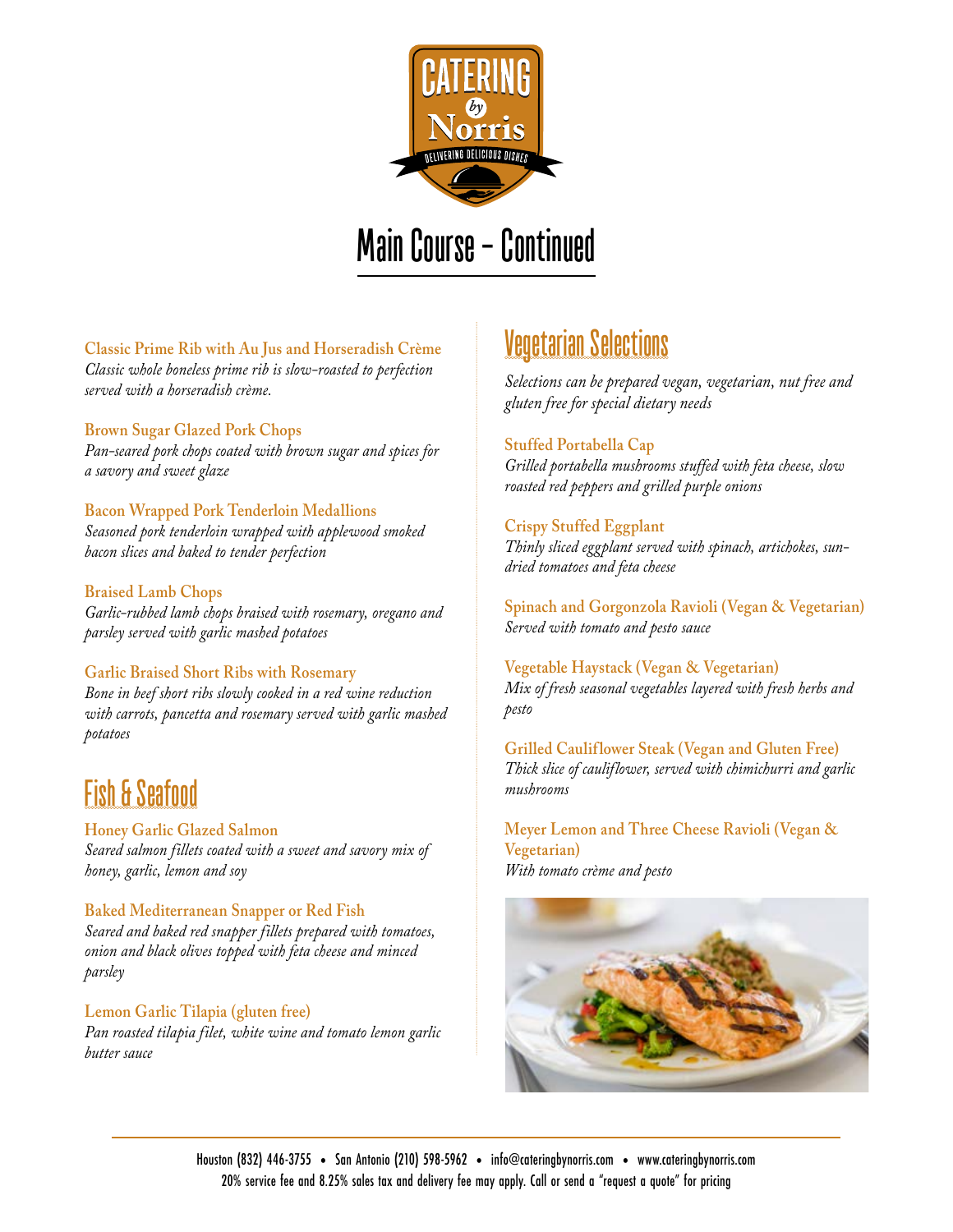# Main Course – Continued

**Classic Prime Rib with Au Jus and Horseradish Crème**
*Classic whole boneless prime rib is slow-roasted to perfection served with a horseradish crème.*

**Brown Sugar Glazed Pork Chops**
*Pan-seared pork chops coated with brown sugar and spices for a savory and sweet glaze*

**Bacon Wrapped Pork Tenderloin Medallions**
*Seasoned pork tenderloin wrapped with applewood smoked bacon slices and baked to tender perfection*

**Braised Lamb Chops**
*Garlic-rubbed lamb chops braised with rosemary, oregano and parsley served with garlic mashed potatoes*

**Garlic Braised Short Ribs with Rosemary**
*Bone in beef short ribs slowly cooked in a red wine reduction with carrots, pancetta and rosemary served with garlic mashed potatoes*

## Fish & Seafood

**Honey Garlic Glazed Salmon**
*Seared salmon fillets coated with a sweet and savory mix of honey, garlic, lemon and soy*

**Baked Mediterranean Snapper or Red Fish**
*Seared and baked red snapper fillets prepared with tomatoes, onion and black olives topped with feta cheese and minced parsley*

**Lemon Garlic Tilapia (gluten free)**
*Pan roasted tilapia filet, white wine and tomato lemon garlic butter sauce*

## Vegetarian Selections

*Selections can be prepared vegan, vegetarian, nut free and gluten free for special dietary needs*

**Stuffed Portabella Cap**
*Grilled portabella mushrooms stuffed with feta cheese, slow roasted red peppers and grilled purple onions*

**Crispy Stuffed Eggplant**
*Thinly sliced eggplant served with spinach, artichokes, sun-dried tomatoes and feta cheese*

**Spinach and Gorgonzola Ravioli (Vegan & Vegetarian)**
*Served with tomato and pesto sauce*

**Vegetable Haystack (Vegan & Vegetarian)**
*Mix of fresh seasonal vegetables layered with fresh herbs and pesto*

**Grilled Cauliflower Steak (Vegan and Gluten Free)**
*Thick slice of cauliflower, served with chimichurri and garlic mushrooms*

**Meyer Lemon and Three Cheese Ravioli (Vegan & Vegetarian)**
*With tomato crème and pesto*

Houston (832) 446-3755 • San Antonio (210) 598-5962 • info@cateringbynorris.com • www.cateringbynorris.com
20% service fee and 8.25% sales tax and delivery fee may apply. Call or send a "request a quote" for pricing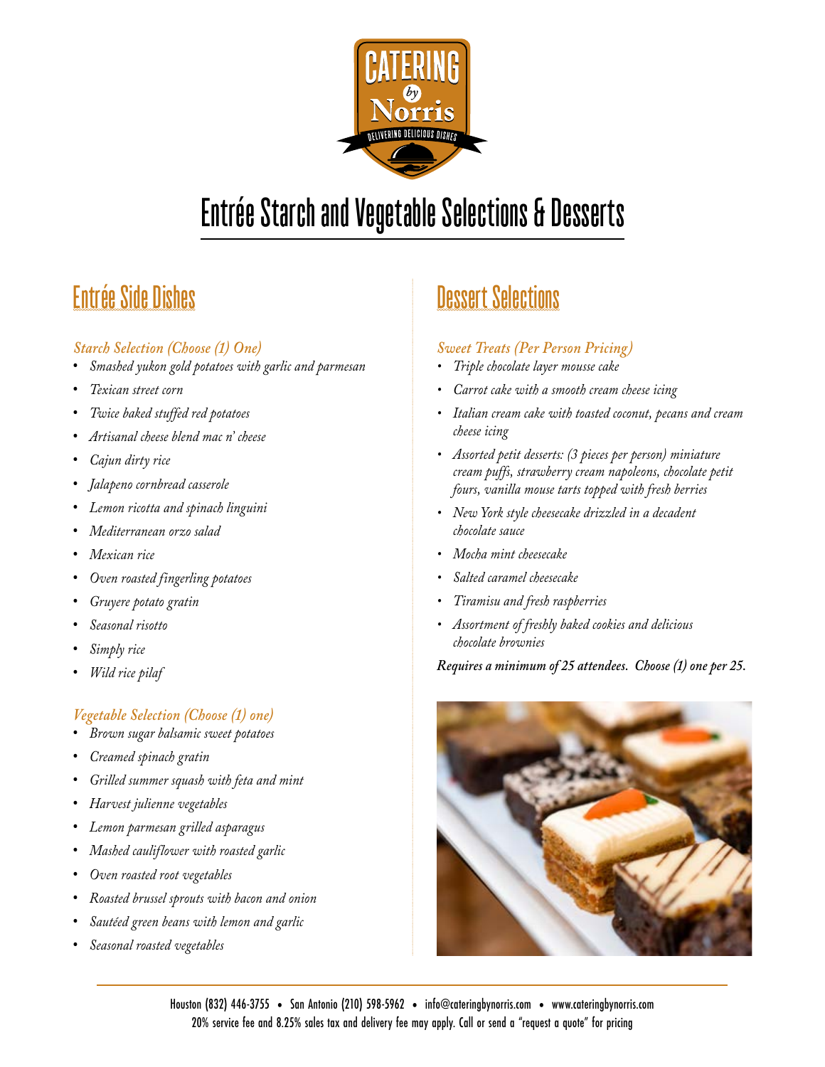# Entrée Starch and Vegetable Selections & Desserts

## Entrée Side Dishes

*Starch Selection (Choose (1) One)*

- *Smashed yukon gold potatoes with garlic and parmesan*
- *Texican street corn*
- *Twice baked stuffed red potatoes*
- *Artisanal cheese blend mac n' cheese*
- *Cajun dirty rice*
- *Jalapeno cornbread casserole*
- *Lemon ricotta and spinach linguini*
- *Mediterranean orzo salad*
- *Mexican rice*
- *Oven roasted fingerling potatoes*
- *Gruyere potato gratin*
- *Seasonal risotto*
- *Simply rice*
- *Wild rice pilaf*

*Vegetable Selection (Choose (1) one)*

- *Brown sugar balsamic sweet potatoes*
- *Creamed spinach gratin*
- *Grilled summer squash with feta and mint*
- *Harvest julienne vegetables*
- *Lemon parmesan grilled asparagus*
- *Mashed cauliflower with roasted garlic*
- *Oven roasted root vegetables*
- *Roasted brussel sprouts with bacon and onion*
- *Sautéed green beans with lemon and garlic*
- *Seasonal roasted vegetables*

## Dessert Selections

*Sweet Treats (Per Person Pricing)*

- *Triple chocolate layer mousse cake*
- *Carrot cake with a smooth cream cheese icing*
- *Italian cream cake with toasted coconut, pecans and cream cheese icing*
- *Assorted petit desserts: (3 pieces per person) miniature cream puffs, strawberry cream napoleons, chocolate petit fours, vanilla mouse tarts topped with fresh berries*
- *New York style cheesecake drizzled in a decadent chocolate sauce*
- *Mocha mint cheesecake*
- *Salted caramel cheesecake*
- *Tiramisu and fresh raspberries*
- *Assortment of freshly baked cookies and delicious chocolate brownies*

***Requires a minimum of 25 attendees. Choose (1) one per 25.***

Houston (832) 446-3755 • San Antonio (210) 598-5962 • info@cateringbynorris.com • www.cateringbynorris.com
20% service fee and 8.25% sales tax and delivery fee may apply. Call or send a "request a quote" for pricing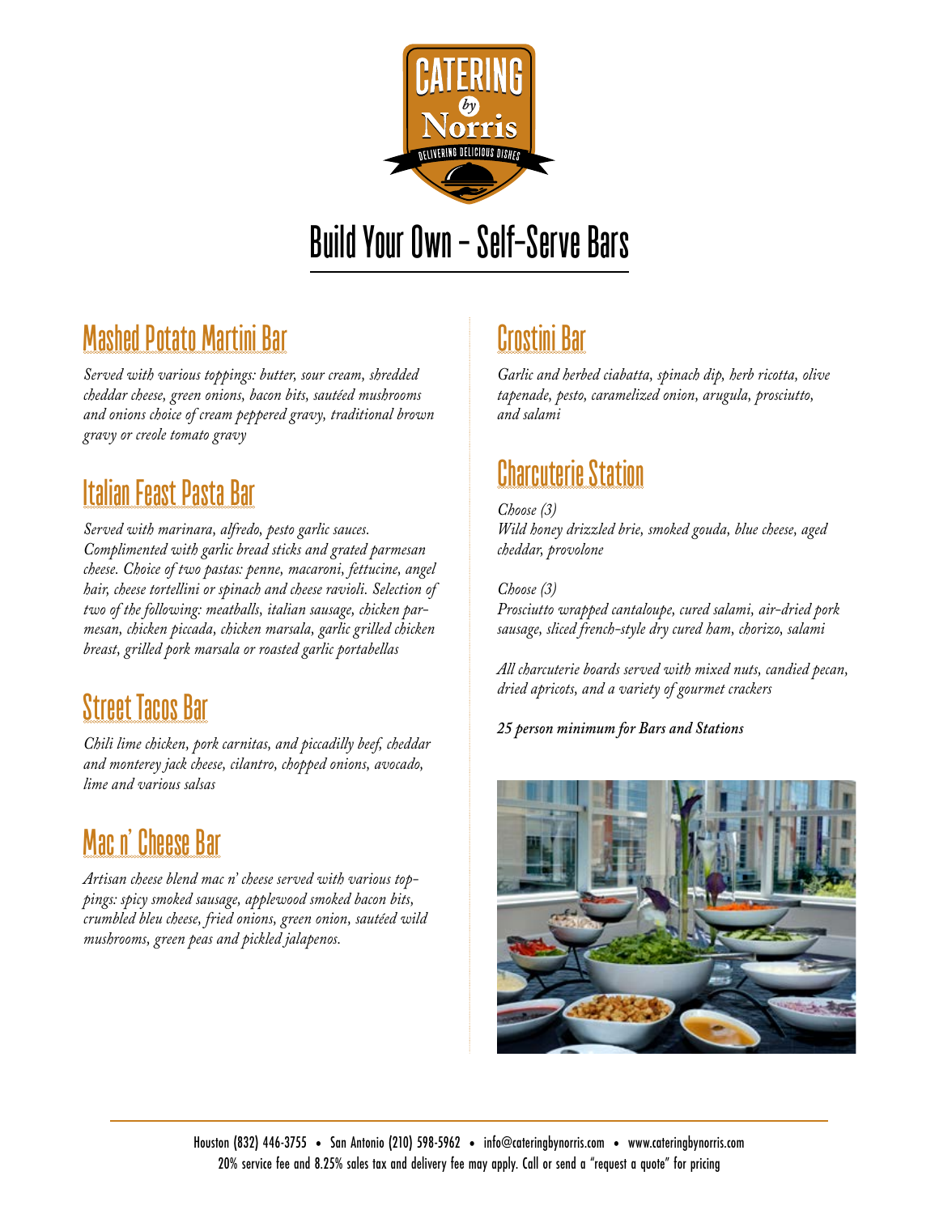# Build Your Own – Self-Serve Bars

## Mashed Potato Martini Bar

*Served with various toppings: butter, sour cream, shredded cheddar cheese, green onions, bacon bits, sautéed mushrooms and onions choice of cream peppered gravy, traditional brown gravy or creole tomato gravy*

## Italian Feast Pasta Bar

*Served with marinara, alfredo, pesto garlic sauces. Complimented with garlic bread sticks and grated parmesan cheese. Choice of two pastas: penne, macaroni, fettucine, angel hair, cheese tortellini or spinach and cheese ravioli. Selection of two of the following: meatballs, italian sausage, chicken parmesan, chicken piccada, chicken marsala, garlic grilled chicken breast, grilled pork marsala or roasted garlic portabellas*

## Street Tacos Bar

*Chili lime chicken, pork carnitas, and piccadilly beef, cheddar and monterey jack cheese, cilantro, chopped onions, avocado, lime and various salsas*

## Mac n' Cheese Bar

*Artisan cheese blend mac n' cheese served with various toppings: spicy smoked sausage, applewood smoked bacon bits, crumbled bleu cheese, fried onions, green onion, sautéed wild mushrooms, green peas and pickled jalapenos.*

## Crostini Bar

*Garlic and herbed ciabatta, spinach dip, herb ricotta, olive tapenade, pesto, caramelized onion, arugula, prosciutto, and salami*

## Charcuterie Station

*Choose (3)*
*Wild honey drizzled brie, smoked gouda, blue cheese, aged cheddar, provolone*

*Choose (3)*
*Prosciutto wrapped cantaloupe, cured salami, air-dried pork sausage, sliced french-style dry cured ham, chorizo, salami*

*All charcuterie boards served with mixed nuts, candied pecan, dried apricots, and a variety of gourmet crackers*

***25 person minimum for Bars and Stations***

Houston (832) 446-3755 • San Antonio (210) 598-5962 • info@cateringbynorris.com • www.cateringbynorris.com
20% service fee and 8.25% sales tax and delivery fee may apply. Call or send a "request a quote" for pricing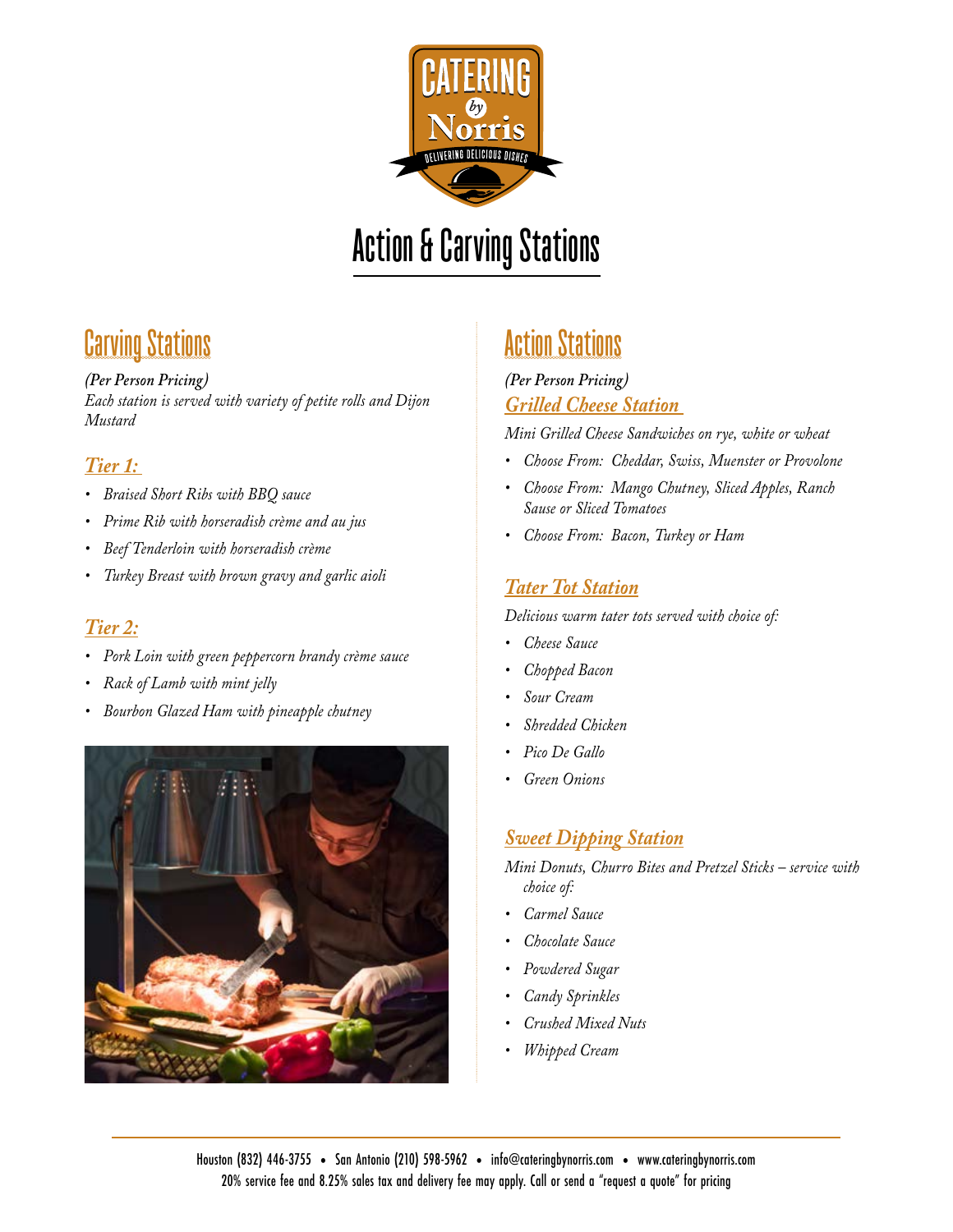# Action & Carving Stations

## Carving Stations

***(Per Person Pricing)***
*Each station is served with variety of petite rolls and Dijon Mustard*

### *Tier 1:*

- *Braised Short Ribs with BBQ sauce*
- *Prime Rib with horseradish crème and au jus*
- *Beef Tenderloin with horseradish crème*
- *Turkey Breast with brown gravy and garlic aioli*

### *Tier 2:*

- *Pork Loin with green peppercorn brandy crème sauce*
- *Rack of Lamb with mint jelly*
- *Bourbon Glazed Ham with pineapple chutney*

## Action Stations

*(Per Person Pricing)*

### *Grilled Cheese Station*

*Mini Grilled Cheese Sandwiches on rye, white or wheat*

- *Choose From: Cheddar, Swiss, Muenster or Provolone*
- *Choose From: Mango Chutney, Sliced Apples, Ranch Sause or Sliced Tomatoes*
- *Choose From: Bacon, Turkey or Ham*

### *Tater Tot Station*

*Delicious warm tater tots served with choice of:*

- *Cheese Sauce*
- *Chopped Bacon*
- *Sour Cream*
- *Shredded Chicken*
- *Pico De Gallo*
- *Green Onions*

### *Sweet Dipping Station*

*Mini Donuts, Churro Bites and Pretzel Sticks – service with choice of:*

- *Carmel Sauce*
- *Chocolate Sauce*
- *Powdered Sugar*
- *Candy Sprinkles*
- *Crushed Mixed Nuts*
- *Whipped Cream*

Houston (832) 446-3755 • San Antonio (210) 598-5962 • info@cateringbynorris.com • www.cateringbynorris.com
20% service fee and 8.25% sales tax and delivery fee may apply. Call or send a "request a quote" for pricing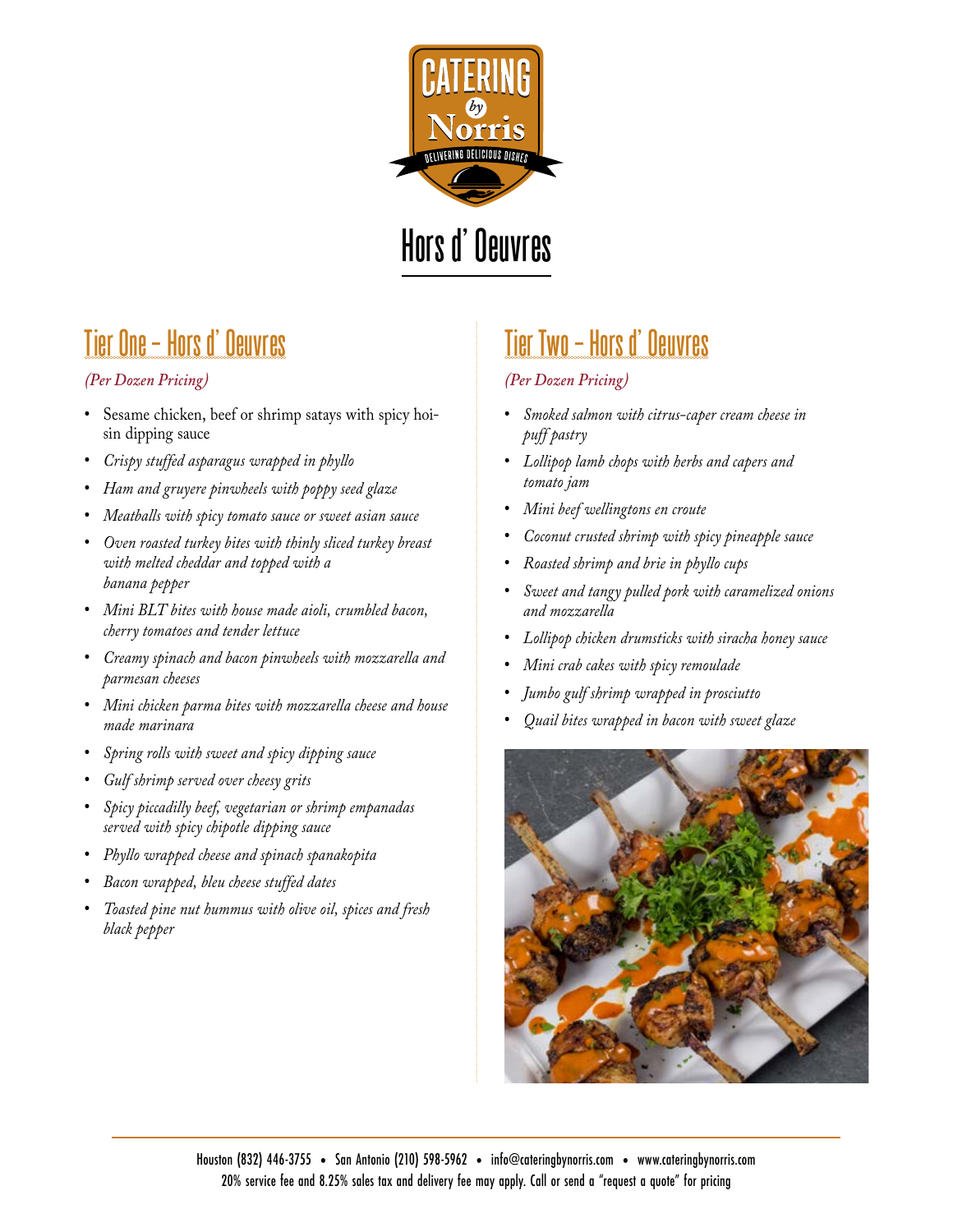# Hors d' Oeuvres

## Tier One – Hors d' Oeuvres

*(Per Dozen Pricing)*

- Sesame chicken, beef or shrimp satays with spicy hoisin dipping sauce
- *Crispy stuffed asparagus wrapped in phyllo*
- *Ham and gruyere pinwheels with poppy seed glaze*
- *Meatballs with spicy tomato sauce or sweet asian sauce*
- *Oven roasted turkey bites with thinly sliced turkey breast with melted cheddar and topped with a banana pepper*
- *Mini BLT bites with house made aioli, crumbled bacon, cherry tomatoes and tender lettuce*
- *Creamy spinach and bacon pinwheels with mozzarella and parmesan cheeses*
- *Mini chicken parma bites with mozzarella cheese and house made marinara*
- *Spring rolls with sweet and spicy dipping sauce*
- *Gulf shrimp served over cheesy grits*
- *Spicy piccadilly beef, vegetarian or shrimp empanadas served with spicy chipotle dipping sauce*
- *Phyllo wrapped cheese and spinach spanakopita*
- *Bacon wrapped, bleu cheese stuffed dates*
- *Toasted pine nut hummus with olive oil, spices and fresh black pepper*

## Tier Two – Hors d' Oeuvres

*(Per Dozen Pricing)*

- *Smoked salmon with citrus-caper cream cheese in puff pastry*
- *Lollipop lamb chops with herbs and capers and tomato jam*
- *Mini beef wellingtons en croute*
- *Coconut crusted shrimp with spicy pineapple sauce*
- *Roasted shrimp and brie in phyllo cups*
- *Sweet and tangy pulled pork with caramelized onions and mozzarella*
- *Lollipop chicken drumsticks with siracha honey sauce*
- *Mini crab cakes with spicy remoulade*
- *Jumbo gulf shrimp wrapped in prosciutto*
- *Quail bites wrapped in bacon with sweet glaze*

Houston (832) 446-3755 • San Antonio (210) 598-5962 • info@cateringbynorris.com • www.cateringbynorris.com
20% service fee and 8.25% sales tax and delivery fee may apply. Call or send a "request a quote" for pricing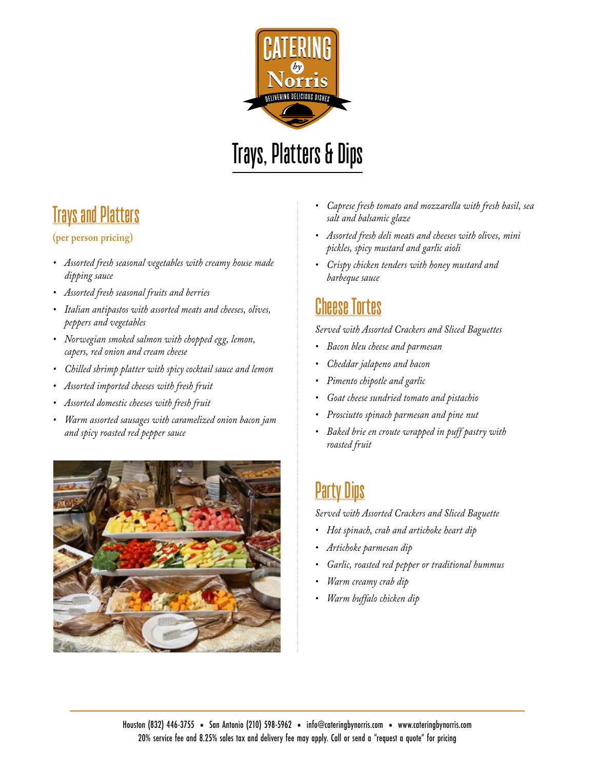CATERING *by* Norris

DELIVERING DELICIOUS DISHES

# Trays, Platters & Dips

## Trays and Platters

(per person pricing)

- *Assorted fresh seasonal vegetables with creamy house made dipping sauce*
- *Assorted fresh seasonal fruits and berries*
- *Italian antipastos with assorted meats and cheeses, olives, peppers and vegetables*
- *Norwegian smoked salmon with chopped egg, lemon, capers, red onion and cream cheese*
- *Chilled shrimp platter with spicy cocktail sauce and lemon*
- *Assorted imported cheeses with fresh fruit*
- *Assorted domestic cheeses with fresh fruit*
- *Warm assorted sausages with caramelized onion bacon jam and spicy roasted red pepper sauce*
- *Caprese fresh tomato and mozzarella with fresh basil, sea salt and balsamic glaze*
- *Assorted fresh deli meats and cheeses with olives, mini pickles, spicy mustard and garlic aioli*
- *Crispy chicken tenders with honey mustard and barbeque sauce*

## Cheese Tortes

*Served with Assorted Crackers and Sliced Baguettes*

- *Bacon bleu cheese and parmesan*
- *Cheddar jalapeno and bacon*
- *Pimento chipotle and garlic*
- *Goat cheese sundried tomato and pistachio*
- *Prosciutto spinach parmesan and pine nut*
- *Baked brie en croute wrapped in puff pastry with roasted fruit*

## Party Dips

*Served with Assorted Crackers and Sliced Baguette*

- *Hot spinach, crab and artichoke heart dip*
- *Artichoke parmesan dip*
- *Garlic, roasted red pepper or traditional hummus*
- *Warm creamy crab dip*
- *Warm buffalo chicken dip*

Houston (832) 446-3755 • San Antonio (210) 598-5962 • info@cateringbynorris.com • www.cateringbynorris.com

20% service fee and 8.25% sales tax and delivery fee may apply. Call or send a "request a quote" for pricing